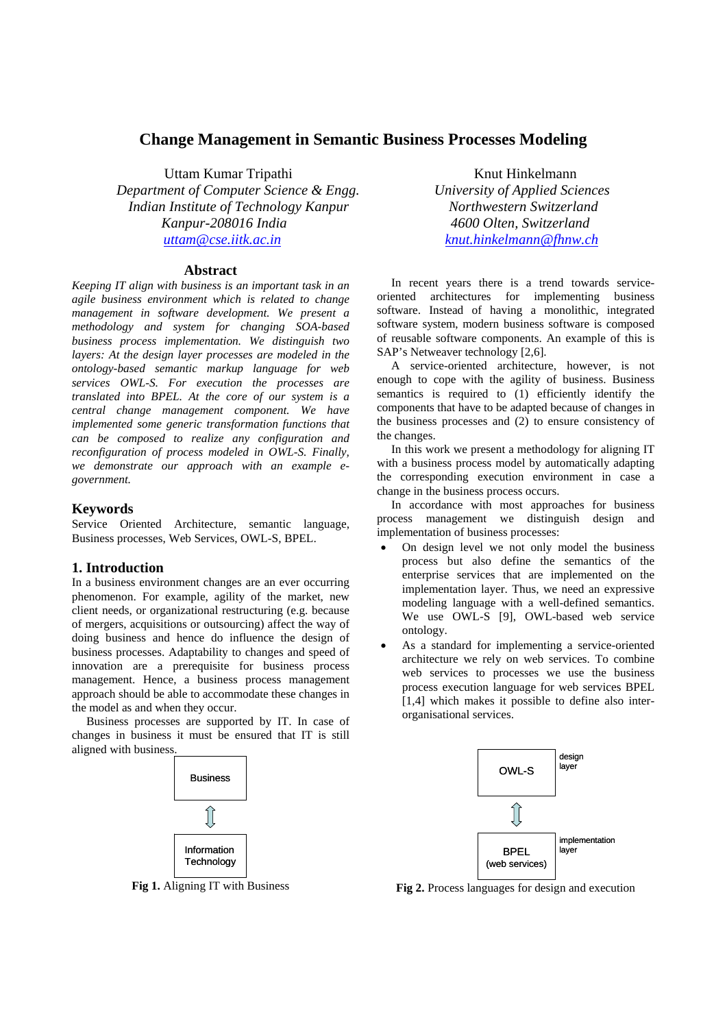# Change Management in Semantic Business Processes Modeling

Uttam Kumar Tripathi
*Department of Computer Science & Engg.*
*Indian Institute of Technology Kanpur*
*Kanpur-208016 India*
*uttam@cse.iitk.ac.in*

Knut Hinkelmann
*University of Applied Sciences*
*Northwestern Switzerland*
*4600 Olten, Switzerland*
*knut.hinkelmann@fhnw.ch*

## Abstract

*Keeping IT align with business is an important task in an agile business environment which is related to change management in software development. We present a methodology and system for changing SOA-based business process implementation. We distinguish two layers: At the design layer processes are modeled in the ontology-based semantic markup language for web services OWL-S. For execution the processes are translated into BPEL. At the core of our system is a central change management component. We have implemented some generic transformation functions that can be composed to realize any configuration and reconfiguration of process modeled in OWL-S. Finally, we demonstrate our approach with an example e-government.*

## Keywords

Service Oriented Architecture, semantic language, Business processes, Web Services, OWL-S, BPEL.

## 1. Introduction

In a business environment changes are an ever occurring phenomenon. For example, agility of the market, new client needs, or organizational restructuring (e.g. because of mergers, acquisitions or outsourcing) affect the way of doing business and hence do influence the design of business processes. Adaptability to changes and speed of innovation are a prerequisite for business process management. Hence, a business process management approach should be able to accommodate these changes in the model as and when they occur.

Business processes are supported by IT. In case of changes in business it must be ensured that IT is still aligned with business.

Business

⇕

Information Technology

**Fig 1.** Aligning IT with Business

In recent years there is a trend towards service-oriented architectures for implementing business software. Instead of having a monolithic, integrated software system, modern business software is composed of reusable software components. An example of this is SAP's Netweaver technology [2,6].

A service-oriented architecture, however, is not enough to cope with the agility of business. Business semantics is required to (1) efficiently identify the components that have to be adapted because of changes in the business processes and (2) to ensure consistency of the changes.

In this work we present a methodology for aligning IT with a business process model by automatically adapting the corresponding execution environment in case a change in the business process occurs.

In accordance with most approaches for business process management we distinguish design and implementation of business processes:

- On design level we not only model the business process but also define the semantics of the enterprise services that are implemented on the implementation layer. Thus, we need an expressive modeling language with a well-defined semantics. We use OWL-S [9], OWL-based web service ontology.
- As a standard for implementing a service-oriented architecture we rely on web services. To combine web services to processes we use the business process execution language for web services BPEL [1,4] which makes it possible to define also inter-organisational services.

OWL-S — design layer

⇕

BPEL (web services) — implementation layer

**Fig 2.** Process languages for design and execution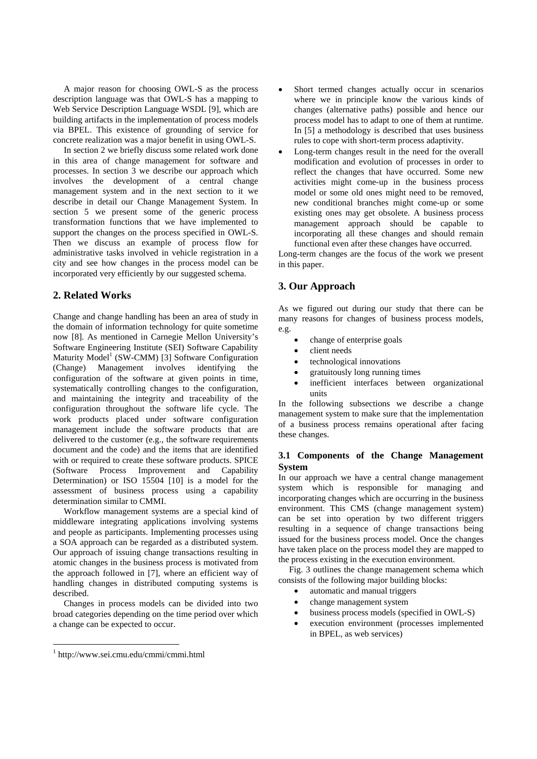A major reason for choosing OWL-S as the process description language was that OWL-S has a mapping to Web Service Description Language WSDL [9], which are building artifacts in the implementation of process models via BPEL. This existence of grounding of service for concrete realization was a major benefit in using OWL-S.

In section 2 we briefly discuss some related work done in this area of change management for software and processes. In section 3 we describe our approach which involves the development of a central change management system and in the next section to it we describe in detail our Change Management System. In section 5 we present some of the generic process transformation functions that we have implemented to support the changes on the process specified in OWL-S. Then we discuss an example of process flow for administrative tasks involved in vehicle registration in a city and see how changes in the process model can be incorporated very efficiently by our suggested schema.

## 2. Related Works

Change and change handling has been an area of study in the domain of information technology for quite sometime now [8]. As mentioned in Carnegie Mellon University's Software Engineering Institute (SEI) Software Capability Maturity Model[1] (SW-CMM) [3] Software Configuration (Change) Management involves identifying the configuration of the software at given points in time, systematically controlling changes to the configuration, and maintaining the integrity and traceability of the configuration throughout the software life cycle. The work products placed under software configuration management include the software products that are delivered to the customer (e.g., the software requirements document and the code) and the items that are identified with or required to create these software products. SPICE (Software Process Improvement and Capability Determination) or ISO 15504 [10] is a model for the assessment of business process using a capability determination similar to CMMI.

Workflow management systems are a special kind of middleware integrating applications involving systems and people as participants. Implementing processes using a SOA approach can be regarded as a distributed system. Our approach of issuing change transactions resulting in atomic changes in the business process is motivated from the approach followed in [7], where an efficient way of handling changes in distributed computing systems is described.

Changes in process models can be divided into two broad categories depending on the time period over which a change can be expected to occur.

- Short termed changes actually occur in scenarios where we in principle know the various kinds of changes (alternative paths) possible and hence our process model has to adapt to one of them at runtime. In [5] a methodology is described that uses business rules to cope with short-term process adaptivity.
- Long-term changes result in the need for the overall modification and evolution of processes in order to reflect the changes that have occurred. Some new activities might come-up in the business process model or some old ones might need to be removed, new conditional branches might come-up or some existing ones may get obsolete. A business process management approach should be capable to incorporating all these changes and should remain functional even after these changes have occurred.

Long-term changes are the focus of the work we present in this paper.

## 3. Our Approach

As we figured out during our study that there can be many reasons for changes of business process models, e.g.

- change of enterprise goals
- client needs
- technological innovations
- gratuitously long running times
- inefficient interfaces between organizational units

In the following subsections we describe a change management system to make sure that the implementation of a business process remains operational after facing these changes.

### 3.1 Components of the Change Management System

In our approach we have a central change management system which is responsible for managing and incorporating changes which are occurring in the business environment. This CMS (change management system) can be set into operation by two different triggers resulting in a sequence of change transactions being issued for the business process model. Once the changes have taken place on the process model they are mapped to the process existing in the execution environment.

Fig. 3 outlines the change management schema which consists of the following major building blocks:

- automatic and manual triggers
- change management system
- business process models (specified in OWL-S)
- execution environment (processes implemented in BPEL, as web services)

[1] http://www.sei.cmu.edu/cmmi/cmmi.html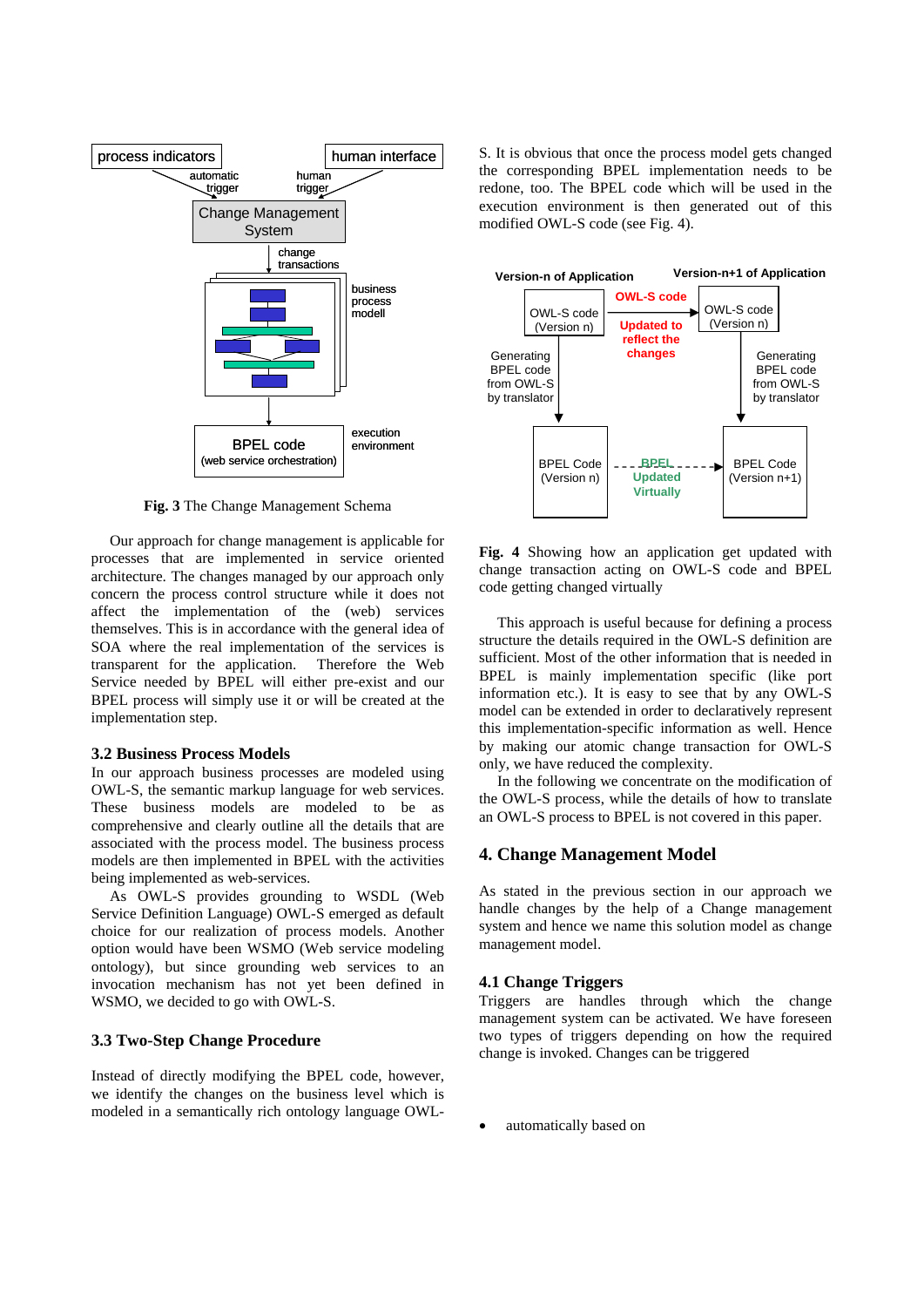**Fig. 3** The Change Management Schema

Our approach for change management is applicable for processes that are implemented in service oriented architecture. The changes managed by our approach only concern the process control structure while it does not affect the implementation of the (web) services themselves. This is in accordance with the general idea of SOA where the real implementation of the services is transparent for the application. Therefore the Web Service needed by BPEL will either pre-exist and our BPEL process will simply use it or will be created at the implementation step.

### 3.2 Business Process Models

In our approach business processes are modeled using OWL-S, the semantic markup language for web services. These business models are modeled to be as comprehensive and clearly outline all the details that are associated with the process model. The business process models are then implemented in BPEL with the activities being implemented as web-services.

As OWL-S provides grounding to WSDL (Web Service Definition Language) OWL-S emerged as default choice for our realization of process models. Another option would have been WSMO (Web service modeling ontology), but since grounding web services to an invocation mechanism has not yet been defined in WSMO, we decided to go with OWL-S.

### 3.3 Two-Step Change Procedure

Instead of directly modifying the BPEL code, however, we identify the changes on the business level which is modeled in a semantically rich ontology language OWL-S. It is obvious that once the process model gets changed the corresponding BPEL implementation needs to be redone, too. The BPEL code which will be used in the execution environment is then generated out of this modified OWL-S code (see Fig. 4).

**Fig. 4** Showing how an application get updated with change transaction acting on OWL-S code and BPEL code getting changed virtually

This approach is useful because for defining a process structure the details required in the OWL-S definition are sufficient. Most of the other information that is needed in BPEL is mainly implementation specific (like port information etc.). It is easy to see that by any OWL-S model can be extended in order to declaratively represent this implementation-specific information as well. Hence by making our atomic change transaction for OWL-S only, we have reduced the complexity.

In the following we concentrate on the modification of the OWL-S process, while the details of how to translate an OWL-S process to BPEL is not covered in this paper.

## 4. Change Management Model

As stated in the previous section in our approach we handle changes by the help of a Change management system and hence we name this solution model as change management model.

### 4.1 Change Triggers

Triggers are handles through which the change management system can be activated. We have foreseen two types of triggers depending on how the required change is invoked. Changes can be triggered

- automatically based on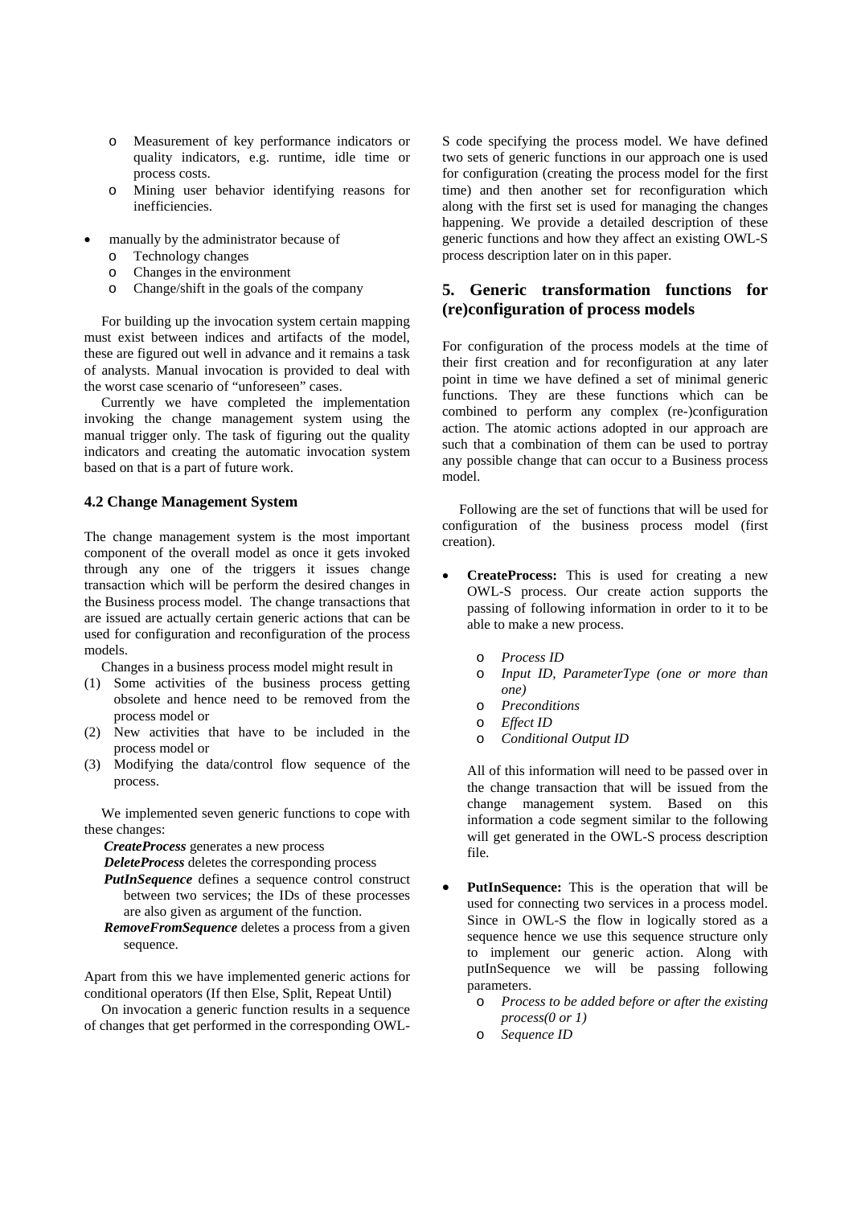- Measurement of key performance indicators or quality indicators, e.g. runtime, idle time or process costs.
    - Mining user behavior identifying reasons for inefficiencies.

- manually by the administrator because of
    - Technology changes
    - Changes in the environment
    - Change/shift in the goals of the company

For building up the invocation system certain mapping must exist between indices and artifacts of the model, these are figured out well in advance and it remains a task of analysts. Manual invocation is provided to deal with the worst case scenario of "unforeseen" cases.

Currently we have completed the implementation invoking the change management system using the manual trigger only. The task of figuring out the quality indicators and creating the automatic invocation system based on that is a part of future work.

### 4.2 Change Management System

The change management system is the most important component of the overall model as once it gets invoked through any one of the triggers it issues change transaction which will be perform the desired changes in the Business process model. The change transactions that are issued are actually certain generic actions that can be used for configuration and reconfiguration of the process models.

Changes in a business process model might result in

(1) Some activities of the business process getting obsolete and hence need to be removed from the process model or
(2) New activities that have to be included in the process model or
(3) Modifying the data/control flow sequence of the process.

We implemented seven generic functions to cope with these changes:

***CreateProcess*** generates a new process

***DeleteProcess*** deletes the corresponding process

***PutInSequence*** defines a sequence control construct between two services; the IDs of these processes are also given as argument of the function.

***RemoveFromSequence*** deletes a process from a given sequence.

Apart from this we have implemented generic actions for conditional operators (If then Else, Split, Repeat Until)

On invocation a generic function results in a sequence of changes that get performed in the corresponding OWL-S code specifying the process model. We have defined two sets of generic functions in our approach one is used for configuration (creating the process model for the first time) and then another set for reconfiguration which along with the first set is used for managing the changes happening. We provide a detailed description of these generic functions and how they affect an existing OWL-S process description later on in this paper.

## 5. Generic transformation functions for (re)configuration of process models

For configuration of the process models at the time of their first creation and for reconfiguration at any later point in time we have defined a set of minimal generic functions. They are these functions which can be combined to perform any complex (re-)configuration action. The atomic actions adopted in our approach are such that a combination of them can be used to portray any possible change that can occur to a Business process model.

Following are the set of functions that will be used for configuration of the business process model (first creation).

- **CreateProcess:** This is used for creating a new OWL-S process. Our create action supports the passing of following information in order to it to be able to make a new process.

    - *Process ID*
    - *Input ID, ParameterType (one or more than one)*
    - *Preconditions*
    - *Effect ID*
    - *Conditional Output ID*

  All of this information will need to be passed over in the change transaction that will be issued from the change management system. Based on this information a code segment similar to the following will get generated in the OWL-S process description file.

- **PutInSequence:** This is the operation that will be used for connecting two services in a process model. Since in OWL-S the flow in logically stored as a sequence hence we use this sequence structure only to implement our generic action. Along with putInSequence we will be passing following parameters.
    - *Process to be added before or after the existing process(0 or 1)*
    - *Sequence ID*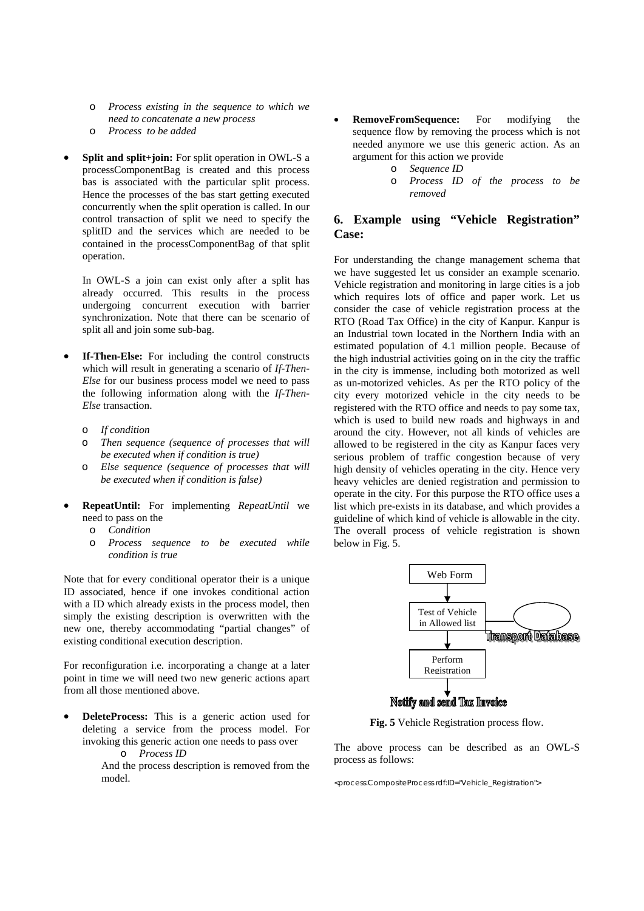- *Process existing in the sequence to which we need to concatenate a new process*
  - *Process to be added*

- **Split and split+join:** For split operation in OWL-S a processComponentBag is created and this process bas is associated with the particular split process. Hence the processes of the bas start getting executed concurrently when the split operation is called. In our control transaction of split we need to specify the splitID and the services which are needed to be contained in the processComponentBag of that split operation.

  In OWL-S a join can exist only after a split has already occurred. This results in the process undergoing concurrent execution with barrier synchronization. Note that there can be scenario of split all and join some sub-bag.

- **If-Then-Else:** For including the control constructs which will result in generating a scenario of *If-Then-Else* for our business process model we need to pass the following information along with the *If-Then-Else* transaction.

  - *If condition*
  - *Then sequence (sequence of processes that will be executed when if condition is true)*
  - *Else sequence (sequence of processes that will be executed when if condition is false)*

- **RepeatUntil:** For implementing *RepeatUntil* we need to pass on the
  - *Condition*
  - *Process sequence to be executed while condition is true*

Note that for every conditional operator their is a unique ID associated, hence if one invokes conditional action with a ID which already exists in the process model, then simply the existing description is overwritten with the new one, thereby accommodating "partial changes" of existing conditional execution description.

For reconfiguration i.e. incorporating a change at a later point in time we will need two new generic actions apart from all those mentioned above.

- **DeleteProcess:** This is a generic action used for deleting a service from the process model. For invoking this generic action one needs to pass over
  - *Process ID*

  And the process description is removed from the model.

- **RemoveFromSequence:** For modifying the sequence flow by removing the process which is not needed anymore we use this generic action. As an argument for this action we provide
  - *Sequence ID*
  - *Process ID of the process to be removed*

## 6. Example using "Vehicle Registration" Case:

For understanding the change management schema that we have suggested let us consider an example scenario. Vehicle registration and monitoring in large cities is a job which requires lots of office and paper work. Let us consider the case of vehicle registration process at the RTO (Road Tax Office) in the city of Kanpur. Kanpur is an Industrial town located in the Northern India with an estimated population of 4.1 million people. Because of the high industrial activities going on in the city the traffic in the city is immense, including both motorized as well as un-motorized vehicles. As per the RTO policy of the city every motorized vehicle in the city needs to be registered with the RTO office and needs to pay some tax, which is used to build new roads and highways in and around the city. However, not all kinds of vehicles are allowed to be registered in the city as Kanpur faces very serious problem of traffic congestion because of very high density of vehicles operating in the city. Hence very heavy vehicles are denied registration and permission to operate in the city. For this purpose the RTO office uses a list which pre-exists in its database, and which provides a guideline of which kind of vehicle is allowable in the city. The overall process of vehicle registration is shown below in Fig. 5.

Web Form

Test of Vehicle in Allowed list

Transport Database

Perform Registration

Notify and send Tax Invoice

**Fig. 5** Vehicle Registration process flow.

The above process can be described as an OWL-S process as follows:

```
<process:CompositeProcess rdf:ID="Vehicle_Registration">
```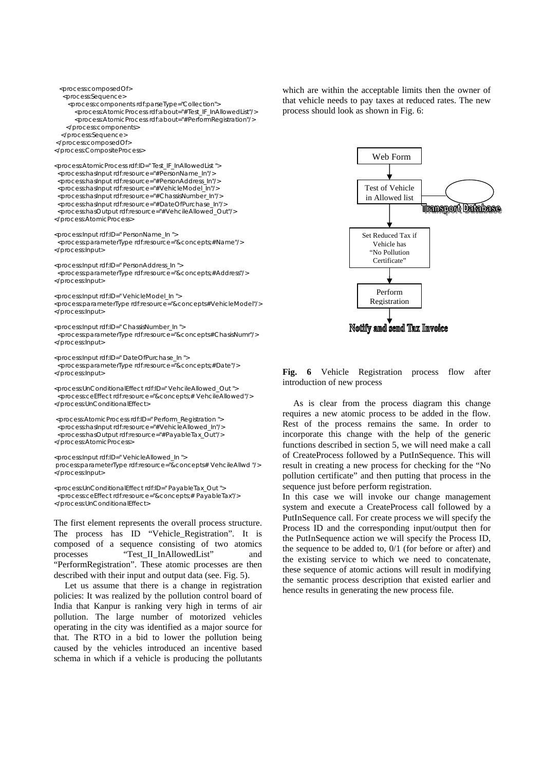```
  <process:composedOf>
   <process:Sequence>
     <process:components rdf:parseType="Collection">
        <process:AtomicProcess rdf:about="#Test_IF_InAllowedList"/>
        <process:AtomicProcess rdf:about="#PerformRegistration"/>
     </process:components>
   </process:Sequence>
 </process:composedOf>
</process:CompositeProcess>

<process:AtomicProcess rdf:ID=" Test_IF_InAllowedList ">
 <process:hasInput rdf:resource="#PersonName_In"/>
 <process:hasInput rdf:resource="#PersonAddress_In"/>
 <process:hasInput rdf:resource="#VehicleModel_In"/>
 <process:hasInput rdf:resource="#ChassisNumber_In"/>
 <process:hasInput rdf:resource="#DateOfPurchase_In"/>
 <process:hasOutput rdf:resource="#VehcileAllowed_Out"/>
</process:AtomicProcess>

<process:Input rdf:ID=" PersonName_In ">
 <process:parameterType rdf:resource="&concepts;#Name"/>
</process:Input>

<process:Input rdf:ID=" PersonAddress_In ">
 <process:parameterType rdf:resource="&concepts;#Address"/>
</process:Input>

<process:Input rdf:ID=" VehicleModel_In ">
<process:parameterType rdf:resource="&concepts#VehicleModel"/>
</process:Input>

<process:Input rdf:ID=" ChassisNumber_In ">
 <process:parameterType rdf:resource="&concepts#ChasisNumr"/>
</process:Input>

<process:Input rdf:ID=" DateOfPurchase_In ">
 <process:parameterType rdf:resource="&concepts;#Date"/>
</process:Input>

<process:UnConditionalEffect rdf:ID=" VehcileAllowed_Out ">
 <process:ceEffect rdf:resource="&concepts;# VehcileAllowed"/>
</process:UnConditionalEffect>

 <process:AtomicProcess rdf:ID=" Perform_Registration ">
 <process:hasInput rdf:resource="#VehicleAllowed_In"/>
 <process:hasOutput rdf:resource="#PayableTax_Out"/>
</process:AtomicProcess>

<process:Input rdf:ID=" VehicleAllowed_In ">
 process:parameterType rdf:resource="&concepts# VehcileAllwd "/>
</process:Input>

<process:UnConditionalEffect rdf:ID=" PayableTax_Out ">
 <process:ceEffect rdf:resource="&concepts;# PayableTax"/>
</process:UnConditionalEffect>
```

The first element represents the overall process structure. The process has ID "Vehicle_Registration". It is composed of a sequence consisting of two atomics processes "Test_II_InAllowedList" and "PerformRegistration". These atomic processes are then described with their input and output data (see. Fig. 5).

Let us assume that there is a change in registration policies: It was realized by the pollution control board of India that Kanpur is ranking very high in terms of air pollution. The large number of motorized vehicles operating in the city was identified as a major source for that. The RTO in a bid to lower the pollution being caused by the vehicles introduced an incentive based schema in which if a vehicle is producing the pollutants which are within the acceptable limits then the owner of that vehicle needs to pay taxes at reduced rates. The new process should look as shown in Fig. 6:

Web Form → Test of Vehicle in Allowed list (Transport Database) → Set Reduced Tax if Vehicle has "No Pollution Certificate" → Perform Registration → Notify and send Tax Invoice

**Fig. 6** Vehicle Registration process flow after introduction of new process

As is clear from the process diagram this change requires a new atomic process to be added in the flow. Rest of the process remains the same. In order to incorporate this change with the help of the generic functions described in section 5, we will need make a call of CreateProcess followed by a PutInSequence. This will result in creating a new process for checking for the "No pollution certificate" and then putting that process in the sequence just before perform registration.

In this case we will invoke our change management system and execute a CreateProcess call followed by a PutInSequence call. For create process we will specify the Process ID and the corresponding input/output then for the PutInSequence action we will specify the Process ID, the sequence to be added to, 0/1 (for before or after) and the existing service to which we need to concatenate, these sequence of atomic actions will result in modifying the semantic process description that existed earlier and hence results in generating the new process file.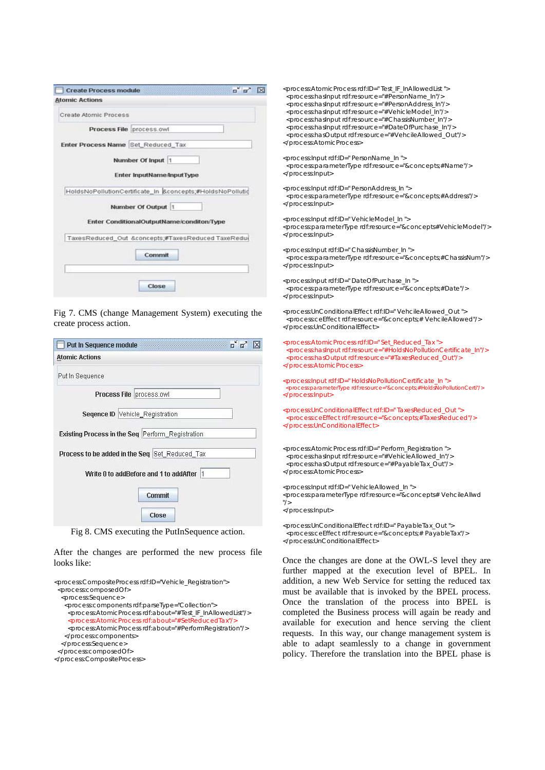**Create Process module**

Atomic Actions

Create Atomic Process

Process File: process.owl

Enter Process Name: Set_Reduced_Tax

Number Of Input: 1

Enter InputName/InputType

HoldsNoPollutionCertificate_In &concepts;#HoldsNoPollutio

Number Of Output: 1

Enter ConditionalOutputName/conditon/Type

TaxesReduced_Out &concepts;#TaxesReduced TaxeRedu

Commit

Close

Fig 7. CMS (change Management System) executing the create process action.

**Put In Sequence module**

Atomic Actions

Put In Sequence

Process File: process.owl

Seqence ID: Vehicle_Registration

Existing Process in the Seq: Perform_Registration

Process to be added in the Seq: Set_Reduced_Tax

Write 0 to addBefore and 1 to addAfter: 1

Commit

Close

Fig 8. CMS executing the PutInSequence action.

After the changes are performed the new process file looks like:

```
<process:CompositeProcess rdf:ID="Vehicle_Registration">
  <process:composedOf>
    <process:Sequence>
      <process:components rdf:parseType="Collection">
        <process:AtomicProcess rdf:about="#Test_IF_InAllowedList"/>
        <process:AtomicProcess rdf:about="#SetReducedTax"/>
        <process:AtomicProcess rdf:about="#PerformRegistration"/>
      </process:components>
    </process:Sequence>
  </process:composedOf>
</process:CompositeProcess>
```

```
<process:AtomicProcess rdf:ID=" Test_IF_InAllowedList ">
  <process:hasInput rdf:resource="#PersonName_In"/>
  <process:hasInput rdf:resource="#PersonAddress_In"/>
  <process:hasInput rdf:resource="#VehicleModel_In"/>
  <process:hasInput rdf:resource="#ChassisNumber_In"/>
  <process:hasInput rdf:resource="#DateOfPurchase_In"/>
  <process:hasOutput rdf:resource="#VehcileAllowed_Out"/>
</process:AtomicProcess>

<process:Input rdf:ID=" PersonName_In ">
  <process:parameterType rdf:resource="&concepts;#Name"/>
</process:Input>

<process:Input rdf:ID=" PersonAddress_In ">
  <process:parameterType rdf:resource="&concepts;#Address"/>
</process:Input>

<process:Input rdf:ID=" VehicleModel_In ">
<process:parameterType rdf:resource="&concepts#VehicleModel"/>
</process:Input>

<process:Input rdf:ID=" ChassisNumber_In ">
  <process:parameterType rdf:resource="&concepts;#ChassisNum"/>
</process:Input>

<process:Input rdf:ID=" DateOfPurchase_In ">
  <process:parameterType rdf:resource="&concepts;#Date"/>
</process:Input>

<process:UnConditionalEffect rdf:ID=" VehcileAllowed_Out ">
  <process:ceEffect rdf:resource="&concepts;# VehcileAllowed"/>
</process:UnConditionalEffect>

<process:AtomicProcess rdf:ID=" Set_Reduced_Tax ">
  <process:hasInput rdf:resource="#HoldsNoPollutionCertificate_In"/>
  <process:hasOutput rdf:resource="#TaxesReduced_Out"/>
</process:AtomicProcess>

<process:Input rdf:ID=" HoldsNoPollutionCertificate_In ">
  <process:parameterType rdf:resource="&concepts;#HoldsNoPollutionCert"/>
</process:Input>

<process:UnConditionalEffect rdf:ID=" TaxesReduced_Out ">
  <process:ceEffect rdf:resource="&concepts;#TaxesReduced"/>
</process:UnConditionalEffect>


<process:AtomicProcess rdf:ID=" Perform_Registration ">
  <process:hasInput rdf:resource="#VehicleAllowed_In"/>
  <process:hasOutput rdf:resource="#PayableTax_Out"/>
</process:AtomicProcess>

<process:Input rdf:ID=" VehicleAllowed_In ">
<process:parameterType rdf:resource="&concepts# VehcileAllwd
"/>
</process:Input>

<process:UnConditionalEffect rdf:ID=" PayableTax_Out ">
  <process:ceEffect rdf:resource="&concepts;# PayableTax"/>
</process:UnConditionalEffect>
```

Once the changes are done at the OWL-S level they are further mapped at the execution level of BPEL. In addition, a new Web Service for setting the reduced tax must be available that is invoked by the BPEL process. Once the translation of the process into BPEL is completed the Business process will again be ready and available for execution and hence serving the client requests. In this way, our change management system is able to adapt seamlessly to a change in government policy. Therefore the translation into the BPEL phase is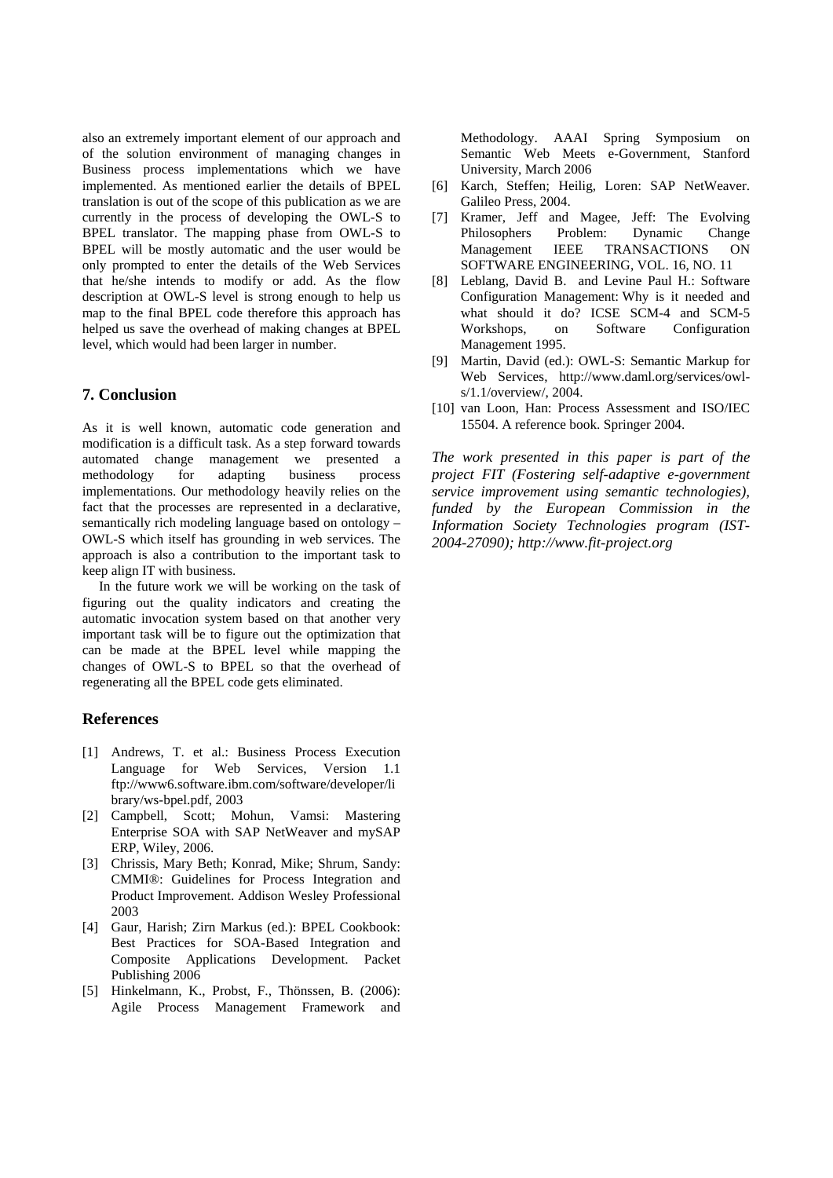also an extremely important element of our approach and of the solution environment of managing changes in Business process implementations which we have implemented. As mentioned earlier the details of BPEL translation is out of the scope of this publication as we are currently in the process of developing the OWL-S to BPEL translator. The mapping phase from OWL-S to BPEL will be mostly automatic and the user would be only prompted to enter the details of the Web Services that he/she intends to modify or add. As the flow description at OWL-S level is strong enough to help us map to the final BPEL code therefore this approach has helped us save the overhead of making changes at BPEL level, which would had been larger in number.

## 7. Conclusion

As it is well known, automatic code generation and modification is a difficult task. As a step forward towards automated change management we presented a methodology for adapting business process implementations. Our methodology heavily relies on the fact that the processes are represented in a declarative, semantically rich modeling language based on ontology – OWL-S which itself has grounding in web services. The approach is also a contribution to the important task to keep align IT with business.

In the future work we will be working on the task of figuring out the quality indicators and creating the automatic invocation system based on that another very important task will be to figure out the optimization that can be made at the BPEL level while mapping the changes of OWL-S to BPEL so that the overhead of regenerating all the BPEL code gets eliminated.

## References

[1] Andrews, T. et al.: Business Process Execution Language for Web Services, Version 1.1 ftp://www6.software.ibm.com/software/developer/library/ws-bpel.pdf, 2003

[2] Campbell, Scott; Mohun, Vamsi: Mastering Enterprise SOA with SAP NetWeaver and mySAP ERP, Wiley, 2006.

[3] Chrissis, Mary Beth; Konrad, Mike; Shrum, Sandy: CMMI®: Guidelines for Process Integration and Product Improvement. Addison Wesley Professional 2003

[4] Gaur, Harish; Zirn Markus (ed.): BPEL Cookbook: Best Practices for SOA-Based Integration and Composite Applications Development. Packet Publishing 2006

[5] Hinkelmann, K., Probst, F., Thönssen, B. (2006): Agile Process Management Framework and Methodology. AAAI Spring Symposium on Semantic Web Meets e-Government, Stanford University, March 2006

[6] Karch, Steffen; Heilig, Loren: SAP NetWeaver. Galileo Press, 2004.

[7] Kramer, Jeff and Magee, Jeff: The Evolving Philosophers Problem: Dynamic Change Management IEEE TRANSACTIONS ON SOFTWARE ENGINEERING, VOL. 16, NO. 11

[8] Leblang, David B. and Levine Paul H.: Software Configuration Management: Why is it needed and what should it do? ICSE SCM-4 and SCM-5 Workshops, on Software Configuration Management 1995.

[9] Martin, David (ed.): OWL-S: Semantic Markup for Web Services, http://www.daml.org/services/owl-s/1.1/overview/, 2004.

[10] van Loon, Han: Process Assessment and ISO/IEC 15504. A reference book. Springer 2004.

*The work presented in this paper is part of the project FIT (Fostering self-adaptive e-government service improvement using semantic technologies), funded by the European Commission in the Information Society Technologies program (IST-2004-27090); http://www.fit-project.org*